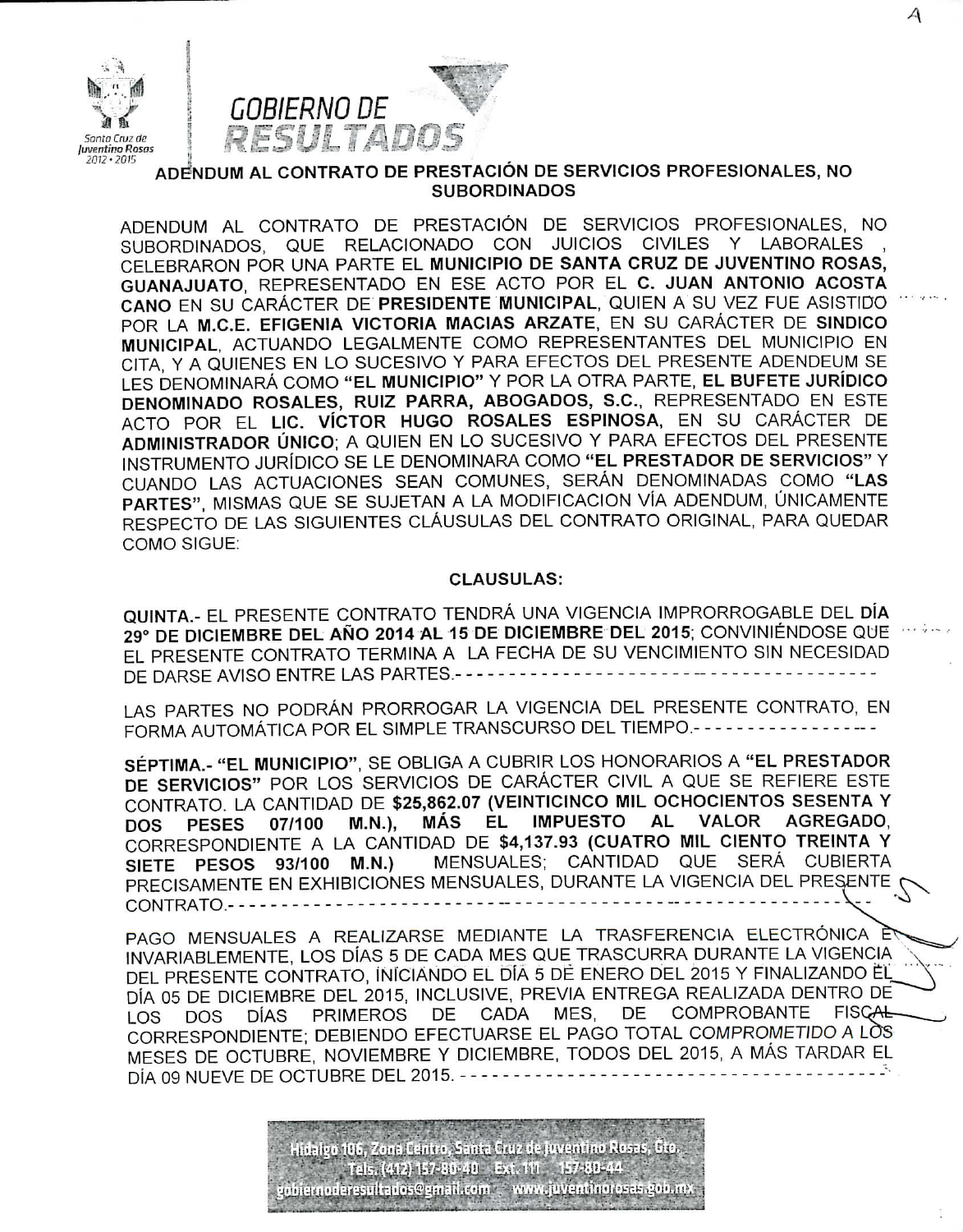## ADENDUM AL CONTRATO DE PRESTACIÓN DE SERVICIOS PROFESIONALES, NO SUBORDINADOS

ADENDUM AL CONTRATO DE PRESTACIÓN DE SERVICIOS PROFESIONALES, NO SUBORDINADOS, QUE RELACIONADO CON JUICIOS CIVILES Y LABORALES , CELEBRARON POR UNA PARTE EL **MUNICIPIO DE SANTA CRUZ DE JUVENTINO ROSAS, GUANAJUATO**, REPRESENTADO EN ESE ACTO POR EL **C. JUAN ANTONIO ACOSTA CANO** EN SU CARÁCTER DE **PRESIDENTE MUNICIPAL**, QUIEN A SU VEZ FUE ASISTIDO POR LA **M.C.E. EFIGENIA VICTORIA MACIAS ARZATE**, EN SU CARÁCTER DE **SINDICO MUNICIPAL**, ACTUANDO LEGALMENTE COMO REPRESENTANTES DEL MUNICIPIO EN CITA, Y A QUIENES EN LO SUCESIVO Y PARA EFECTOS DEL PRESENTE ADENDEUM SE LES DENOMINARÁ COMO **"EL MUNICIPIO"** Y POR LA OTRA PARTE, **EL BUFETE JURÍDICO DENOMINADO ROSALES, RUIZ PARRA, ABOGADOS, S.C.**, REPRESENTADO EN ESTE ACTO POR EL **LIC. VÍCTOR HUGO ROSALES ESPINOSA**, EN SU CARÁCTER DE **ADMINISTRADOR ÚNICO**; A QUIEN EN LO SUCESIVO Y PARA EFECTOS DEL PRESENTE INSTRUMENTO JURÍDICO SE LE DENOMINARA COMO **"EL PRESTADOR DE SERVICIOS"** Y CUANDO LAS ACTUACIONES SEAN COMUNES, SERÁN DENOMINADAS COMO **"LAS PARTES"**, MISMAS QUE SE SUJETAN A LA MODIFICACION VÍA ADENDUM, ÚNICAMENTE RESPECTO DE LAS SIGUIENTES CLÁUSULAS DEL CONTRATO ORIGINAL, PARA QUEDAR COMO SIGUE:

### CLAUSULAS:

**QUINTA.-** EL PRESENTE CONTRATO TENDRÁ UNA VIGENCIA IMPRORROGABLE DEL **DÍA 29° DE DICIEMBRE DEL AÑO 2014 AL 15 DE DICIEMBRE DEL 2015**; CONVINIÉNDOSE QUE EL PRESENTE CONTRATO TERMINA A LA FECHA DE SU VENCIMIENTO SIN NECESIDAD DE DARSE AVISO ENTRE LAS PARTES.-------------------------------------------

LAS PARTES NO PODRÁN PRORROGAR LA VIGENCIA DEL PRESENTE CONTRATO, EN FORMA AUTOMÁTICA POR EL SIMPLE TRANSCURSO DEL TIEMPO.-----------------

**SÉPTIMA.- "EL MUNICIPIO"**, SE OBLIGA A CUBRIR LOS HONORARIOS A **"EL PRESTADOR DE SERVICIOS"** POR LOS SERVICIOS DE CARÁCTER CIVIL A QUE SE REFIERE ESTE CONTRATO. LA CANTIDAD DE **$25,862.07 (VEINTICINCO MIL OCHOCIENTOS SESENTA Y DOS PESES 07/100 M.N.), MÁS EL IMPUESTO AL VALOR AGREGADO**, CORRESPONDIENTE A LA CANTIDAD DE **$4,137.93 (CUATRO MIL CIENTO TREINTA Y SIETE PESOS 93/100 M.N.)** MENSUALES; CANTIDAD QUE SERÁ CUBIERTA PRECISAMENTE EN EXHIBICIONES MENSUALES, DURANTE LA VIGENCIA DEL PRESENTE CONTRATO.----------------------------------------------------------------

PAGO MENSUALES A REALIZARSE MEDIANTE LA TRASFERENCIA ELECTRÓNICA E INVARIABLEMENTE, LOS DÍAS 5 DE CADA MES QUE TRASCURRA DURANTE LA VIGENCIA DEL PRESENTE CONTRATO, INICIANDO EL DÍA 5 DE ENERO DEL 2015 Y FINALIZANDO EL DÍA 05 DE DICIEMBRE DEL 2015, INCLUSIVE, PREVIA ENTREGA REALIZADA DENTRO DE LOS DOS DÍAS PRIMEROS DE CADA MES, DE COMPROBANTE FISCAL CORRESPONDIENTE; DEBIENDO EFECTUARSE EL PAGO TOTAL *COMPROMETIDO* A LOS MESES DE OCTUBRE, NOVIEMBRE Y DICIEMBRE, TODOS DEL 2015, A MÁS TARDAR EL DÍA 09 NUEVE DE OCTUBRE DEL 2015.--------------------------------------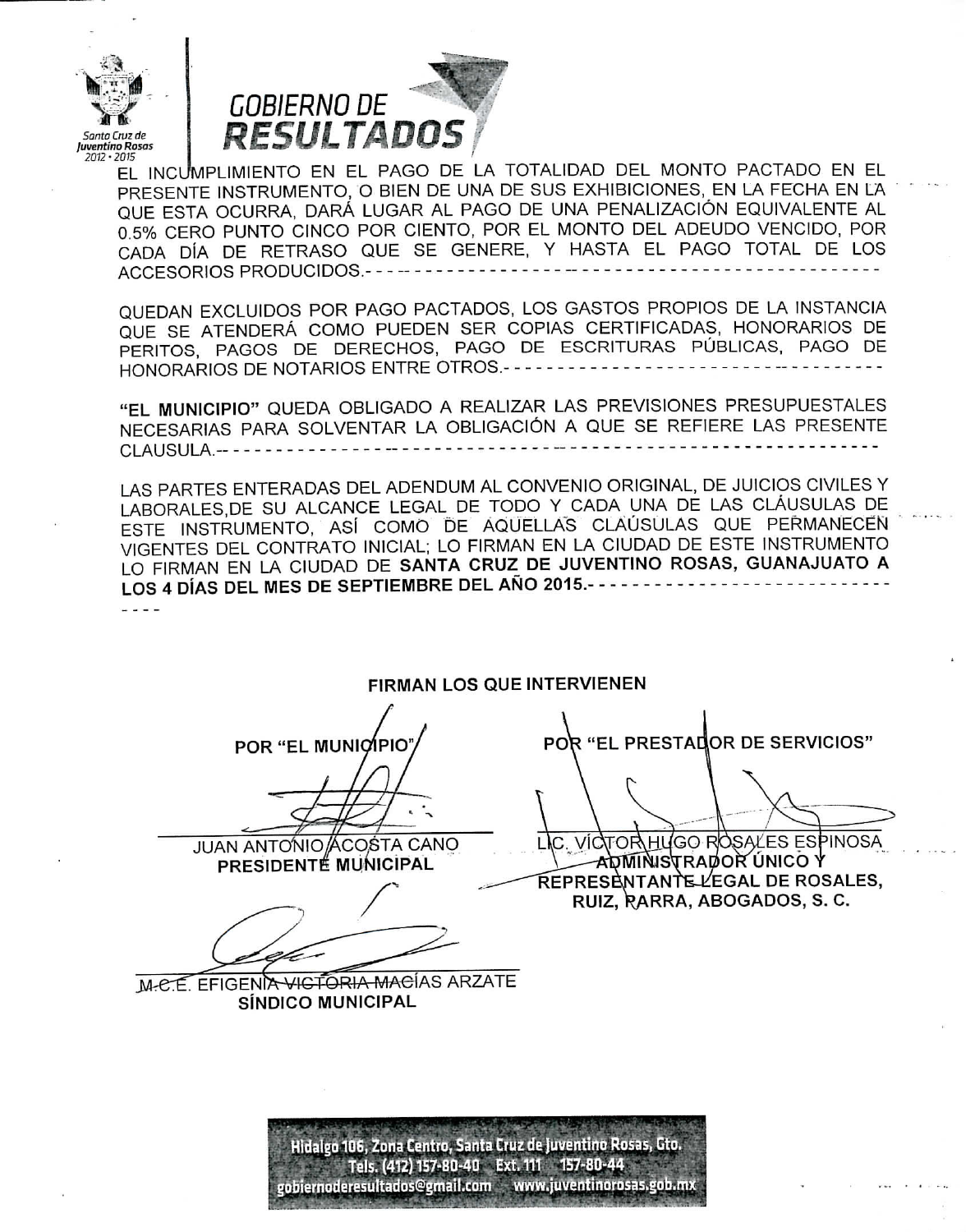EL INCUMPLIMIENTO EN EL PAGO DE LA TOTALIDAD DEL MONTO PACTADO EN EL PRESENTE INSTRUMENTO, O BIEN DE UNA DE SUS EXHIBICIONES, EN LA FECHA EN LA QUE ESTA OCURRA, DARÁ LUGAR AL PAGO DE UNA PENALIZACIÓN EQUIVALENTE AL 0.5% CERO PUNTO CINCO POR CIENTO, POR EL MONTO DEL ADEUDO VENCIDO, POR CADA DÍA DE RETRASO QUE SE GENERE, Y HASTA EL PAGO TOTAL DE LOS ACCESORIOS PRODUCIDOS.- - - - - - - - - - - - - - - - - - - - - - - - - - - - - - - - - - - - - - - - - - - - - -

QUEDAN EXCLUIDOS POR PAGO PACTADOS, LOS GASTOS PROPIOS DE LA INSTANCIA QUE SE ATENDERÁ COMO PUEDEN SER COPIAS CERTIFICADAS, HONORARIOS DE PERITOS, PAGOS DE DERECHOS, PAGO DE ESCRITURAS PÚBLICAS, PAGO DE HONORARIOS DE NOTARIOS ENTRE OTROS.- - - - - - - - - - - - - - - - - - - - - - - - - - - - - - - - - -

**"EL MUNICIPIO"** QUEDA OBLIGADO A REALIZAR LAS PREVISIONES PRESUPUESTALES NECESARIAS PARA SOLVENTAR LA OBLIGACIÓN A QUE SE REFIERE LAS PRESENTE CLAUSULA.-- - - - - - - - - - - - - - - - - - - - - - - - - - - - - - - - - - - - - - - - - - - - - - - - - - - -

LAS PARTES ENTERADAS DEL ADENDUM AL CONVENIO ORIGINAL, DE JUICIOS CIVILES Y LABORALES,DE SU ALCANCE LEGAL DE TODO Y CADA UNA DE LAS CLÁUSULAS DE ESTE INSTRUMENTO, ASÍ COMO DE AQUELLAS CLAÚSULAS QUE PERMANECEN VIGENTES DEL CONTRATO INICIAL; LO FIRMAN EN LA CIUDAD DE ESTE INSTRUMENTO LO FIRMAN EN LA CIUDAD DE **SANTA CRUZ DE JUVENTINO ROSAS, GUANAJUATO A LOS 4 DÍAS DEL MES DE SEPTIEMBRE DEL AÑO 2015.**- - - - - - - - - - - - - - - - - - - - - - - - - - - - -

**FIRMAN LOS QUE INTERVIENEN**

**POR "EL MUNICIPIO"**

JUAN ANTONIO ACOSTA CANO
**PRESIDENTE MUNICIPAL**

**POR "EL PRESTADOR DE SERVICIOS"**

LIC. VÍCTOR HUGO ROSALES ESPINOSA
**ADMINISTRADOR ÚNICO Y REPRESENTANTE LEGAL DE ROSALES, RUIZ, PARRA, ABOGADOS, S. C.**

M.C.E. EFIGENIA VICTORIA MACÍAS ARZATE
**SÍNDICO MUNICIPAL**